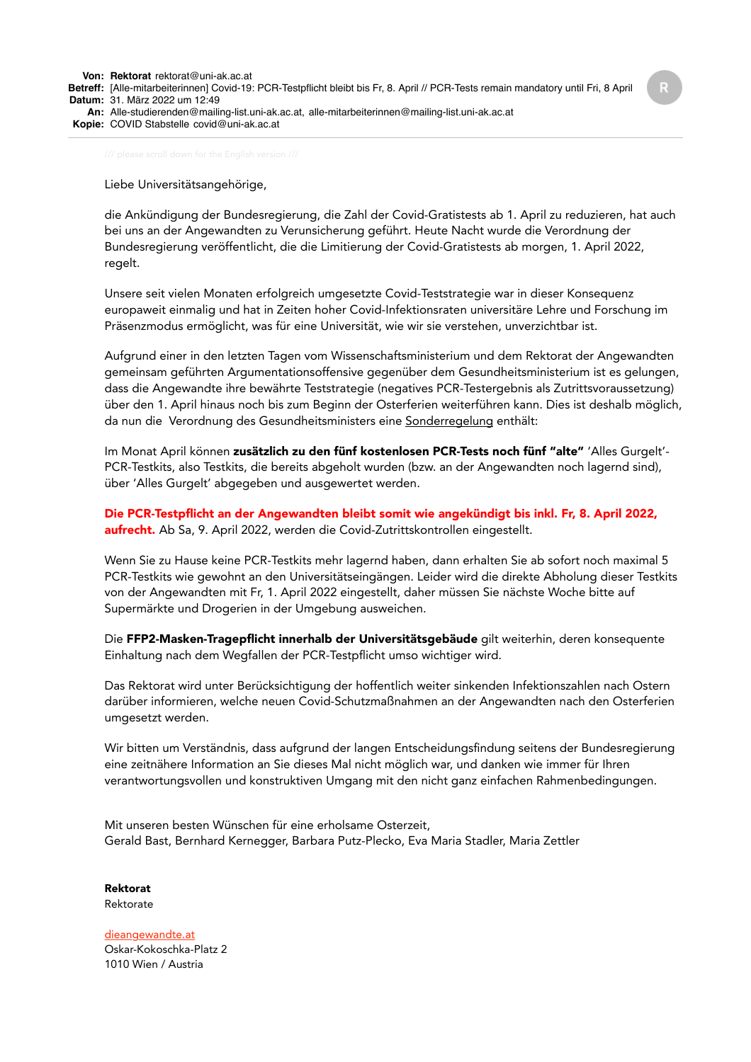**Von:** **Rektorat** rektorat@uni-ak.ac.at
**Betreff:** [Alle-mitarbeiterinnen] Covid-19: PCR-Testpflicht bleibt bis Fr, 8. April // PCR-Tests remain mandatory until Fri, 8 April
**Datum:** 31. März 2022 um 12:49
**An:** Alle-studierenden@mailing-list.uni-ak.ac.at, alle-mitarbeiterinnen@mailing-list.uni-ak.ac.at
**Kopie:** COVID Stabstelle covid@uni-ak.ac.at

/// please scroll down for the English version ///

Liebe Universitätsangehörige,

die Ankündigung der Bundesregierung, die Zahl der Covid-Gratistests ab 1. April zu reduzieren, hat auch bei uns an der Angewandten zu Verunsicherung geführt. Heute Nacht wurde die Verordnung der Bundesregierung veröffentlicht, die die Limitierung der Covid-Gratistests ab morgen, 1. April 2022, regelt.

Unsere seit vielen Monaten erfolgreich umgesetzte Covid-Teststrategie war in dieser Konsequenz europaweit einmalig und hat in Zeiten hoher Covid-Infektionsraten universitäre Lehre und Forschung im Präsenzmodus ermöglicht, was für eine Universität, wie wir sie verstehen, unverzichtbar ist.

Aufgrund einer in den letzten Tagen vom Wissenschaftsministerium und dem Rektorat der Angewandten gemeinsam geführten Argumentationsoffensive gegenüber dem Gesundheitsministerium ist es gelungen, dass die Angewandte ihre bewährte Teststrategie (negatives PCR-Testergebnis als Zutrittsvoraussetzung) über den 1. April hinaus noch bis zum Beginn der Osterferien weiterführen kann. Dies ist deshalb möglich, da nun die Verordnung des Gesundheitsministers eine Sonderregelung enthält:

Im Monat April können **zusätzlich zu den fünf kostenlosen PCR-Tests noch fünf "alte"** 'Alles Gurgelt'-PCR-Testkits, also Testkits, die bereits abgeholt wurden (bzw. an der Angewandten noch lagernd sind), über 'Alles Gurgelt' abgegeben und ausgewertet werden.

**Die PCR-Testpflicht an der Angewandten bleibt somit wie angekündigt bis inkl. Fr, 8. April 2022, aufrecht.** Ab Sa, 9. April 2022, werden die Covid-Zutrittskontrollen eingestellt.

Wenn Sie zu Hause keine PCR-Testkits mehr lagernd haben, dann erhalten Sie ab sofort noch maximal 5 PCR-Testkits wie gewohnt an den Universitätseingängen. Leider wird die direkte Abholung dieser Testkits von der Angewandten mit Fr, 1. April 2022 eingestellt, daher müssen Sie nächste Woche bitte auf Supermärkte und Drogerien in der Umgebung ausweichen.

Die **FFP2-Masken-Tragepflicht innerhalb der Universitätsgebäude** gilt weiterhin, deren konsequente Einhaltung nach dem Wegfallen der PCR-Testpflicht umso wichtiger wird.

Das Rektorat wird unter Berücksichtigung der hoffentlich weiter sinkenden Infektionszahlen nach Ostern darüber informieren, welche neuen Covid-Schutzmaßnahmen an der Angewandten nach den Osterferien umgesetzt werden.

Wir bitten um Verständnis, dass aufgrund der langen Entscheidungsfindung seitens der Bundesregierung eine zeitnähere Information an Sie dieses Mal nicht möglich war, und danken wie immer für Ihren verantwortungsvollen und konstruktiven Umgang mit den nicht ganz einfachen Rahmenbedingungen.

Mit unseren besten Wünschen für eine erholsame Osterzeit,
Gerald Bast, Bernhard Kernegger, Barbara Putz-Plecko, Eva Maria Stadler, Maria Zettler

**Rektorat**
Rektorate

dieangewandte.at
Oskar-Kokoschka-Platz 2
1010 Wien / Austria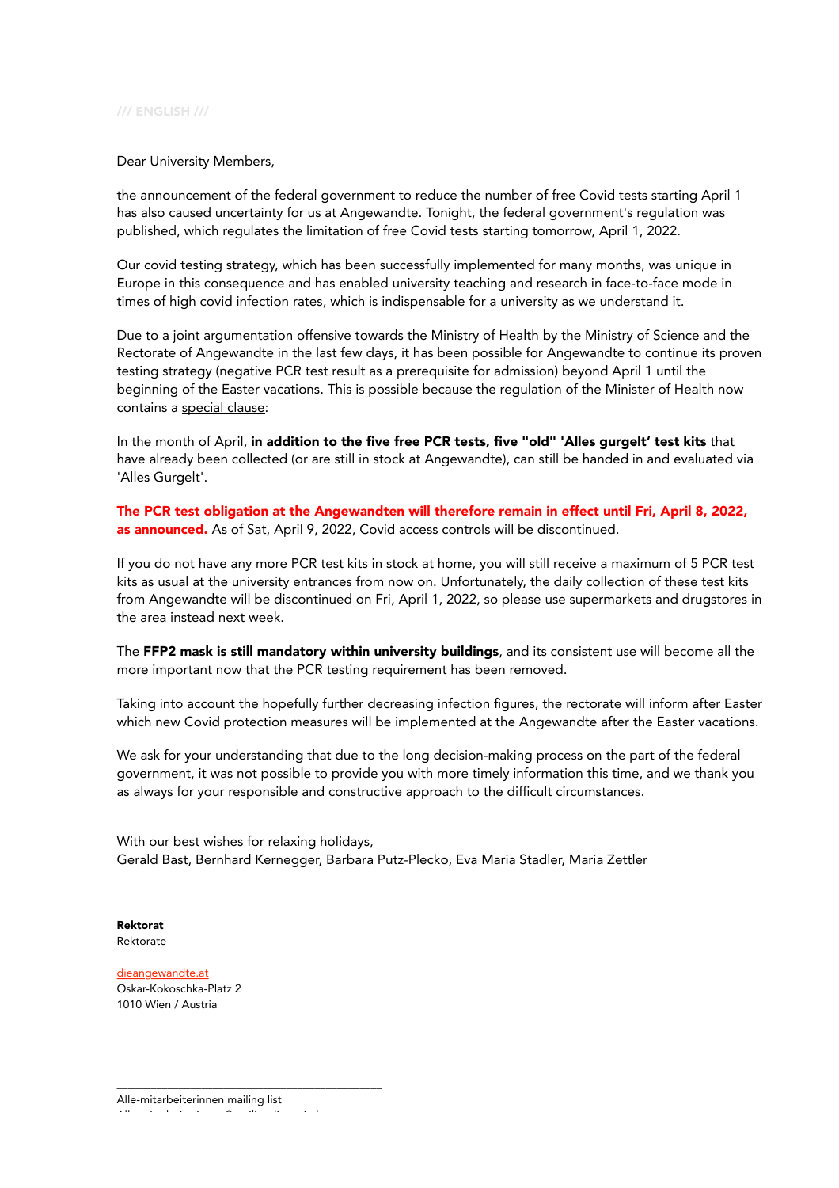/// ENGLISH ///

Dear University Members,

the announcement of the federal government to reduce the number of free Covid tests starting April 1 has also caused uncertainty for us at Angewandte. Tonight, the federal government's regulation was published, which regulates the limitation of free Covid tests starting tomorrow, April 1, 2022.

Our covid testing strategy, which has been successfully implemented for many months, was unique in Europe in this consequence and has enabled university teaching and research in face-to-face mode in times of high covid infection rates, which is indispensable for a university as we understand it.

Due to a joint argumentation offensive towards the Ministry of Health by the Ministry of Science and the Rectorate of Angewandte in the last few days, it has been possible for Angewandte to continue its proven testing strategy (negative PCR test result as a prerequisite for admission) beyond April 1 until the beginning of the Easter vacations. This is possible because the regulation of the Minister of Health now contains a special clause:

In the month of April, **in addition to the five free PCR tests, five "old" 'Alles gurgelt' test kits** that have already been collected (or are still in stock at Angewandte), can still be handed in and evaluated via 'Alles Gurgelt'.

**The PCR test obligation at the Angewandten will therefore remain in effect until Fri, April 8, 2022, as announced.** As of Sat, April 9, 2022, Covid access controls will be discontinued.

If you do not have any more PCR test kits in stock at home, you will still receive a maximum of 5 PCR test kits as usual at the university entrances from now on. Unfortunately, the daily collection of these test kits from Angewandte will be discontinued on Fri, April 1, 2022, so please use supermarkets and drugstores in the area instead next week.

The **FFP2 mask is still mandatory within university buildings**, and its consistent use will become all the more important now that the PCR testing requirement has been removed.

Taking into account the hopefully further decreasing infection figures, the rectorate will inform after Easter which new Covid protection measures will be implemented at the Angewandte after the Easter vacations.

We ask for your understanding that due to the long decision-making process on the part of the federal government, it was not possible to provide you with more timely information this time, and we thank you as always for your responsible and constructive approach to the difficult circumstances.

With our best wishes for relaxing holidays,
Gerald Bast, Bernhard Kernegger, Barbara Putz-Plecko, Eva Maria Stadler, Maria Zettler

**Rektorat**
Rektorate

dieangewandte.at
Oskar-Kokoschka-Platz 2
1010 Wien / Austria

---

Alle-mitarbeiterinnen mailing list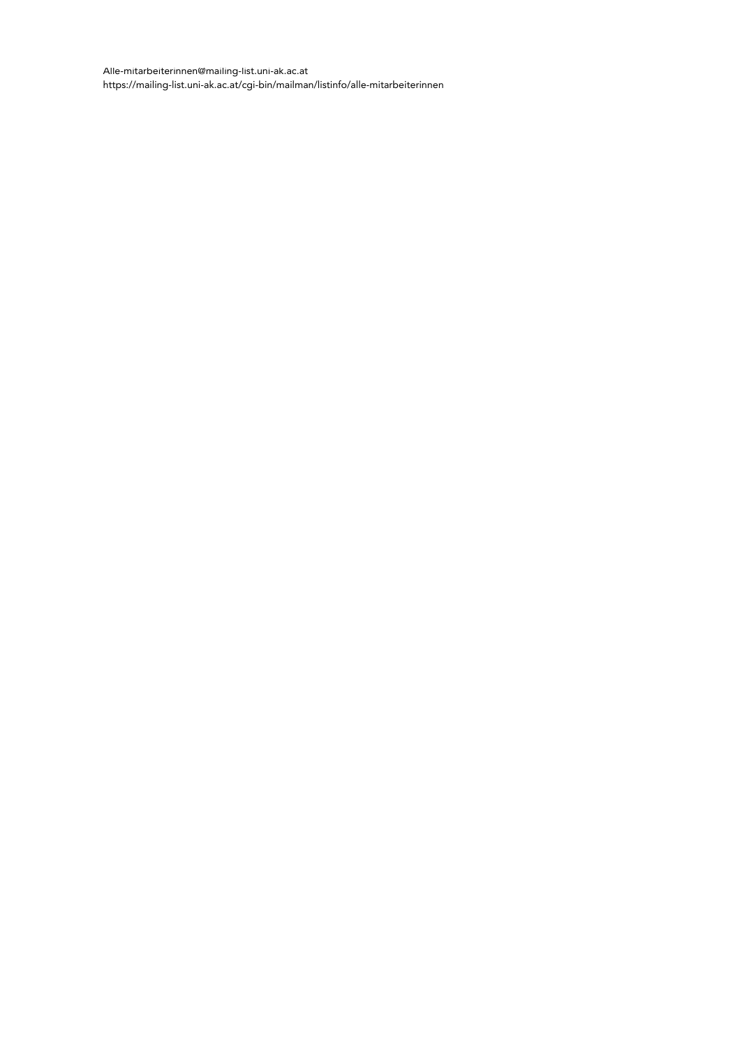Alle-mitarbeiterinnen@mailing-list.uni-ak.ac.at
https://mailing-list.uni-ak.ac.at/cgi-bin/mailman/listinfo/alle-mitarbeiterinnen